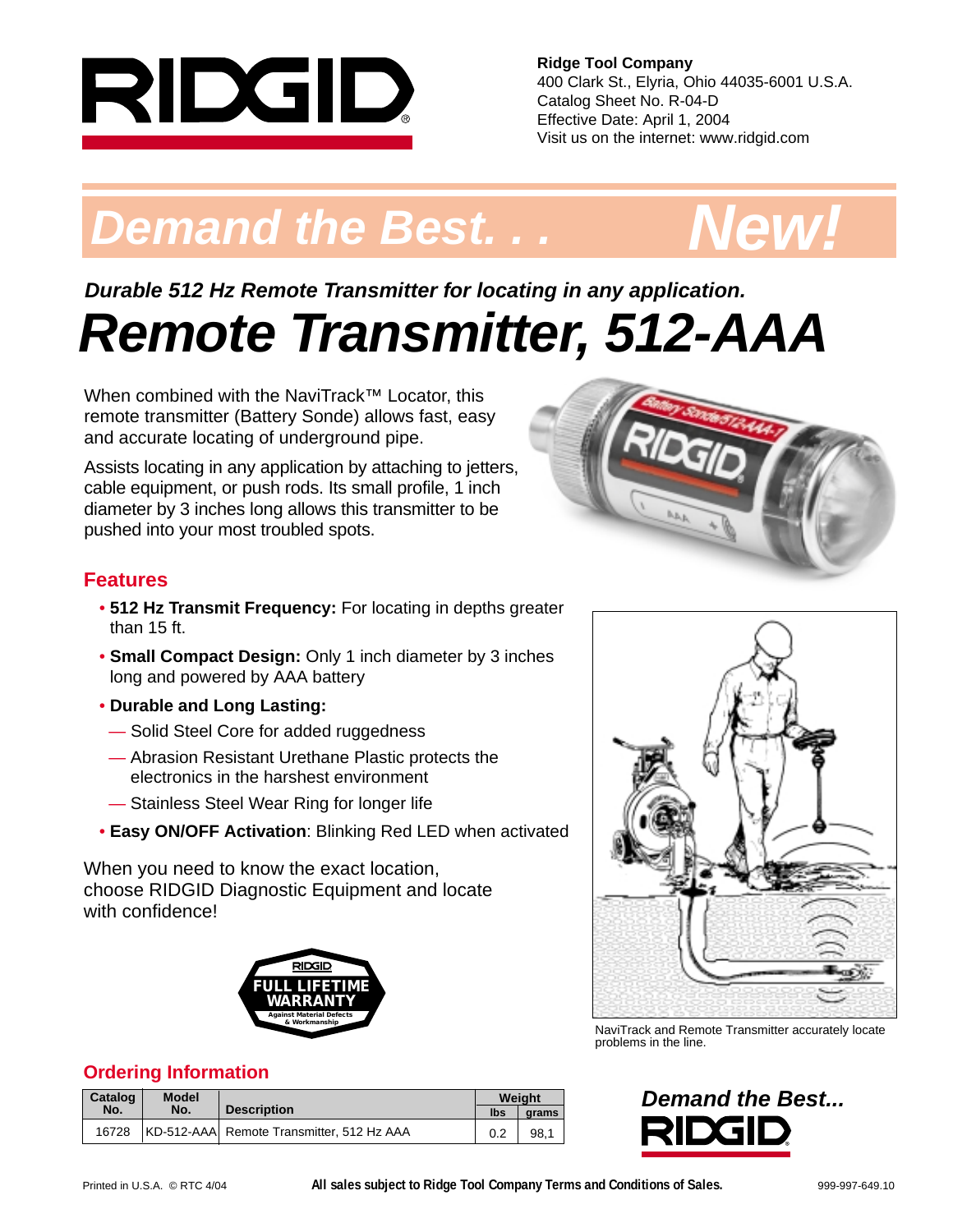**Ridge Tool Company**
400 Clark St., Elyria, Ohio 44035-6001 U.S.A.
Catalog Sheet No. R-04-D
Effective Date: April 1, 2004
Visit us on the internet: www.ridgid.com

# *Demand the Best. . . New!*

***Durable 512 Hz Remote Transmitter for locating in any application.***

# *Remote Transmitter, 512-AAA*

When combined with the NaviTrack™ Locator, this remote transmitter (Battery Sonde) allows fast, easy and accurate locating of underground pipe.

Assists locating in any application by attaching to jetters, cable equipment, or push rods. Its small profile, 1 inch diameter by 3 inches long allows this transmitter to be pushed into your most troubled spots.

## Features

- **512 Hz Transmit Frequency:** For locating in depths greater than 15 ft.
- **Small Compact Design:** Only 1 inch diameter by 3 inches long and powered by AAA battery
- **Durable and Long Lasting:**
  - — Solid Steel Core for added ruggedness
  - — Abrasion Resistant Urethane Plastic protects the electronics in the harshest environment
  - — Stainless Steel Wear Ring for longer life
- **Easy ON/OFF Activation**: Blinking Red LED when activated

When you need to know the exact location, choose RIDGID Diagnostic Equipment and locate with confidence!

RIDGID FULL LIFETIME WARRANTY Against Material Defects & Workmanship

NaviTrack and Remote Transmitter accurately locate problems in the line.

## Ordering Information

| Catalog No. | Model No. | Description | Weight | |
|---|---|---|---|---|
| | | | lbs | grams |
| 16728 | KD-512-AAA | Remote Transmitter, 512 Hz AAA | 0.2 | 98,1 |

***Demand the Best...*** RIDGID

Printed in U.S.A. © RTC 4/04 **All sales subject to Ridge Tool Company Terms and Conditions of Sales.** 999-997-649.10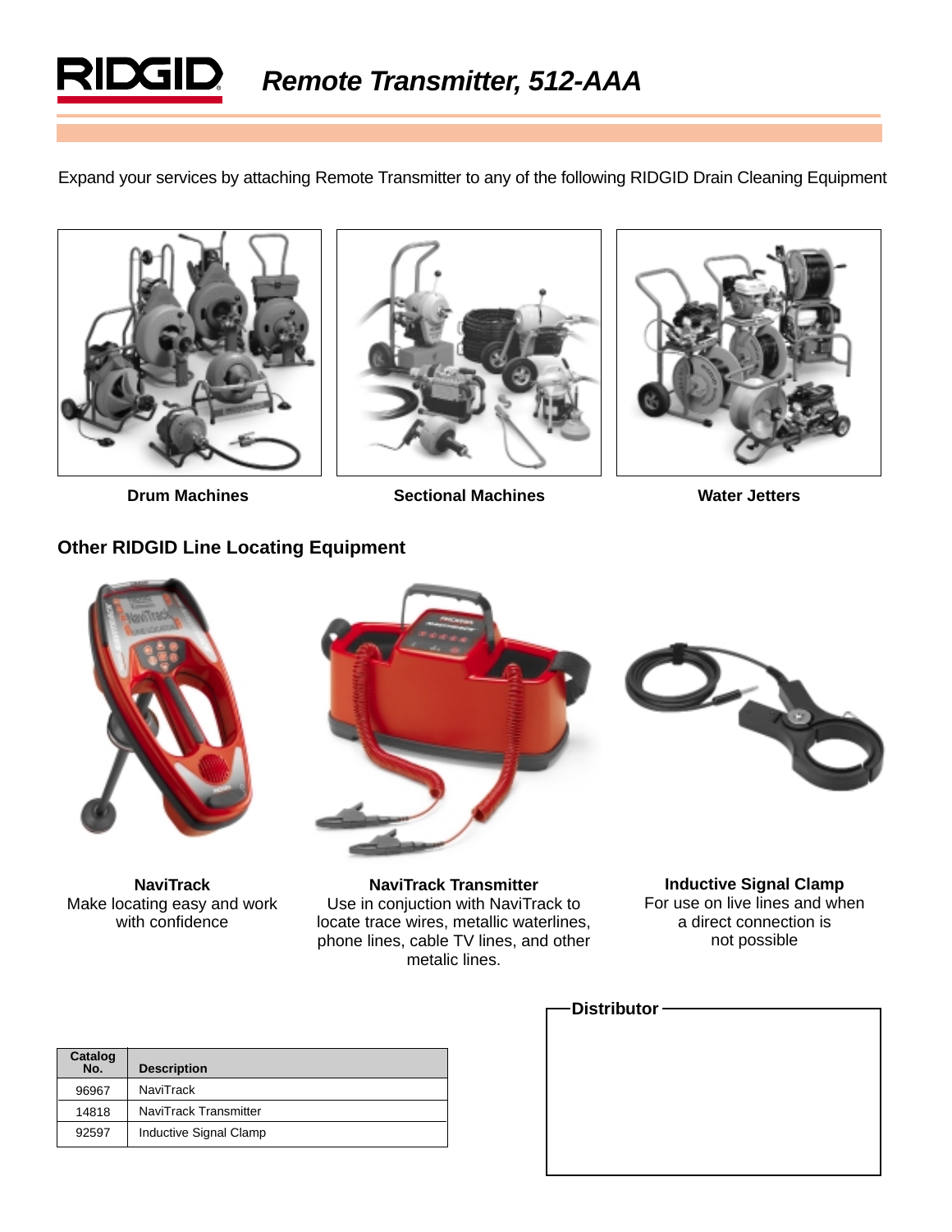# Remote Transmitter, 512-AAA

Expand your services by attaching Remote Transmitter to any of the following RIDGID Drain Cleaning Equipment

**Drum Machines**

**Sectional Machines**

**Water Jetters**

## Other RIDGID Line Locating Equipment

**NaviTrack**
Make locating easy and work with confidence

**NaviTrack Transmitter**
Use in conjuction with NaviTrack to locate trace wires, metallic waterlines, phone lines, cable TV lines, and other metalic lines.

**Inductive Signal Clamp**
For use on live lines and when a direct connection is not possible

| Catalog No. | Description |
|---|---|
| 96967 | NaviTrack |
| 14818 | NaviTrack Transmitter |
| 92597 | Inductive Signal Clamp |

**Distributor**